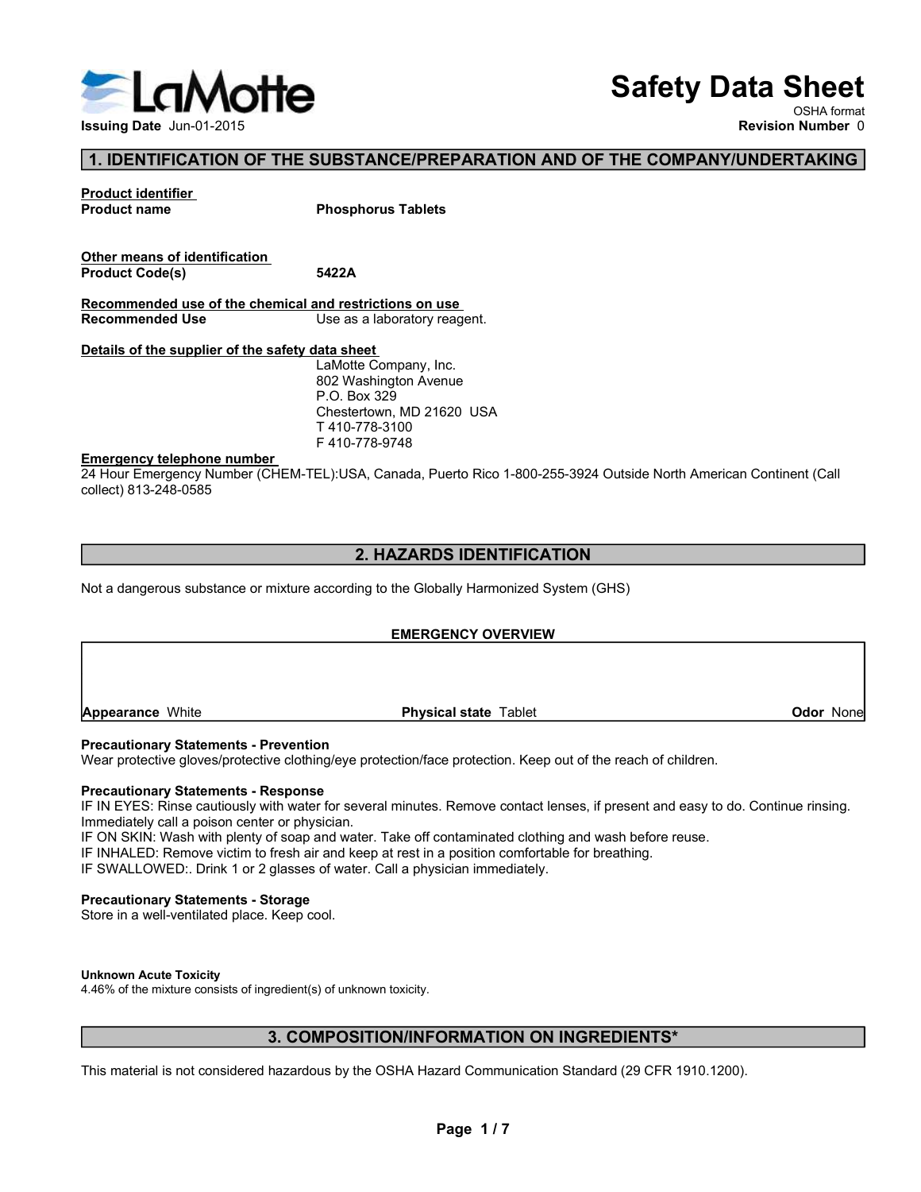LaMotte

Issuing Date Jun-01-2015

# Safety Data Sheet

OSHA format

**Revision Number** 0

## 1. IDENTIFICATION OF THE SUBSTANCE/PREPARATION AND OF THE COMPANY/UNDERTAKING

**Product identifier**

**Product name** **Phosphorus Tablets**

**Other means of identification**

**Product Code(s)** **5422A**

**Recommended use of the chemical and restrictions on use**

**Recommended Use** Use as a laboratory reagent.

**Details of the supplier of the safety data sheet**

LaMotte Company, Inc.
802 Washington Avenue
P.O. Box 329
Chestertown, MD 21620 USA
T 410-778-3100
F 410-778-9748

**Emergency telephone number**

24 Hour Emergency Number (CHEM-TEL):USA, Canada, Puerto Rico 1-800-255-3924 Outside North American Continent (Call collect) 813-248-0585

## 2. HAZARDS IDENTIFICATION

Not a dangerous substance or mixture according to the Globally Harmonized System (GHS)

**EMERGENCY OVERVIEW**

| **Appearance** White | **Physical state** Tablet | **Odor** None |
|---|---|---|

**Precautionary Statements - Prevention**

Wear protective gloves/protective clothing/eye protection/face protection. Keep out of the reach of children.

**Precautionary Statements - Response**

IF IN EYES: Rinse cautiously with water for several minutes. Remove contact lenses, if present and easy to do. Continue rinsing. Immediately call a poison center or physician.
IF ON SKIN: Wash with plenty of soap and water. Take off contaminated clothing and wash before reuse.
IF INHALED: Remove victim to fresh air and keep at rest in a position comfortable for breathing.
IF SWALLOWED:. Drink 1 or 2 glasses of water. Call a physician immediately.

**Precautionary Statements - Storage**

Store in a well-ventilated place. Keep cool.

**Unknown Acute Toxicity**

4.46% of the mixture consists of ingredient(s) of unknown toxicity.

## 3. COMPOSITION/INFORMATION ON INGREDIENTS*

This material is not considered hazardous by the OSHA Hazard Communication Standard (29 CFR 1910.1200).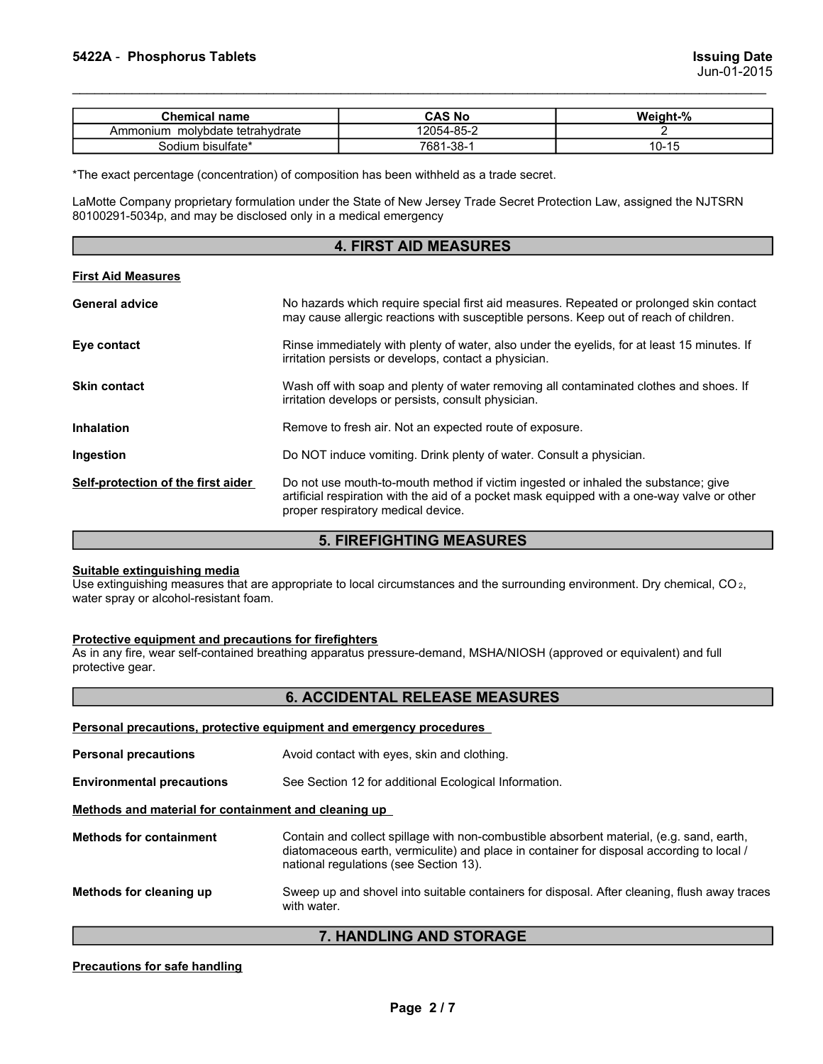| Chemical name | CAS No | Weight-% |
| --- | --- | --- |
| Ammonium molybdate tetrahydrate | 12054-85-2 | 2 |
| Sodium bisulfate* | 7681-38-1 | 10-15 |

*The exact percentage (concentration) of composition has been withheld as a trade secret.

LaMotte Company proprietary formulation under the State of New Jersey Trade Secret Protection Law, assigned the NJTSRN 80100291-5034p, and may be disclosed only in a medical emergency

## 4. FIRST AID MEASURES

**First Aid Measures**

**General advice** No hazards which require special first aid measures. Repeated or prolonged skin contact may cause allergic reactions with susceptible persons. Keep out of reach of children.

**Eye contact** Rinse immediately with plenty of water, also under the eyelids, for at least 15 minutes. If irritation persists or develops, contact a physician.

**Skin contact** Wash off with soap and plenty of water removing all contaminated clothes and shoes. If irritation develops or persists, consult physician.

**Inhalation** Remove to fresh air. Not an expected route of exposure.

**Ingestion** Do NOT induce vomiting. Drink plenty of water. Consult a physician.

**Self-protection of the first aider** Do not use mouth-to-mouth method if victim ingested or inhaled the substance; give artificial respiration with the aid of a pocket mask equipped with a one-way valve or other proper respiratory medical device.

## 5. FIREFIGHTING MEASURES

**Suitable extinguishing media**

Use extinguishing measures that are appropriate to local circumstances and the surrounding environment. Dry chemical, $CO_2$, water spray or alcohol-resistant foam.

**Protective equipment and precautions for firefighters**

As in any fire, wear self-contained breathing apparatus pressure-demand, MSHA/NIOSH (approved or equivalent) and full protective gear.

## 6. ACCIDENTAL RELEASE MEASURES

**Personal precautions, protective equipment and emergency procedures**

**Personal precautions** Avoid contact with eyes, skin and clothing.

**Environmental precautions** See Section 12 for additional Ecological Information.

**Methods and material for containment and cleaning up**

**Methods for containment** Contain and collect spillage with non-combustible absorbent material, (e.g. sand, earth, diatomaceous earth, vermiculite) and place in container for disposal according to local / national regulations (see Section 13).

**Methods for cleaning up** Sweep up and shovel into suitable containers for disposal. After cleaning, flush away traces with water.

## 7. HANDLING AND STORAGE

**Precautions for safe handling**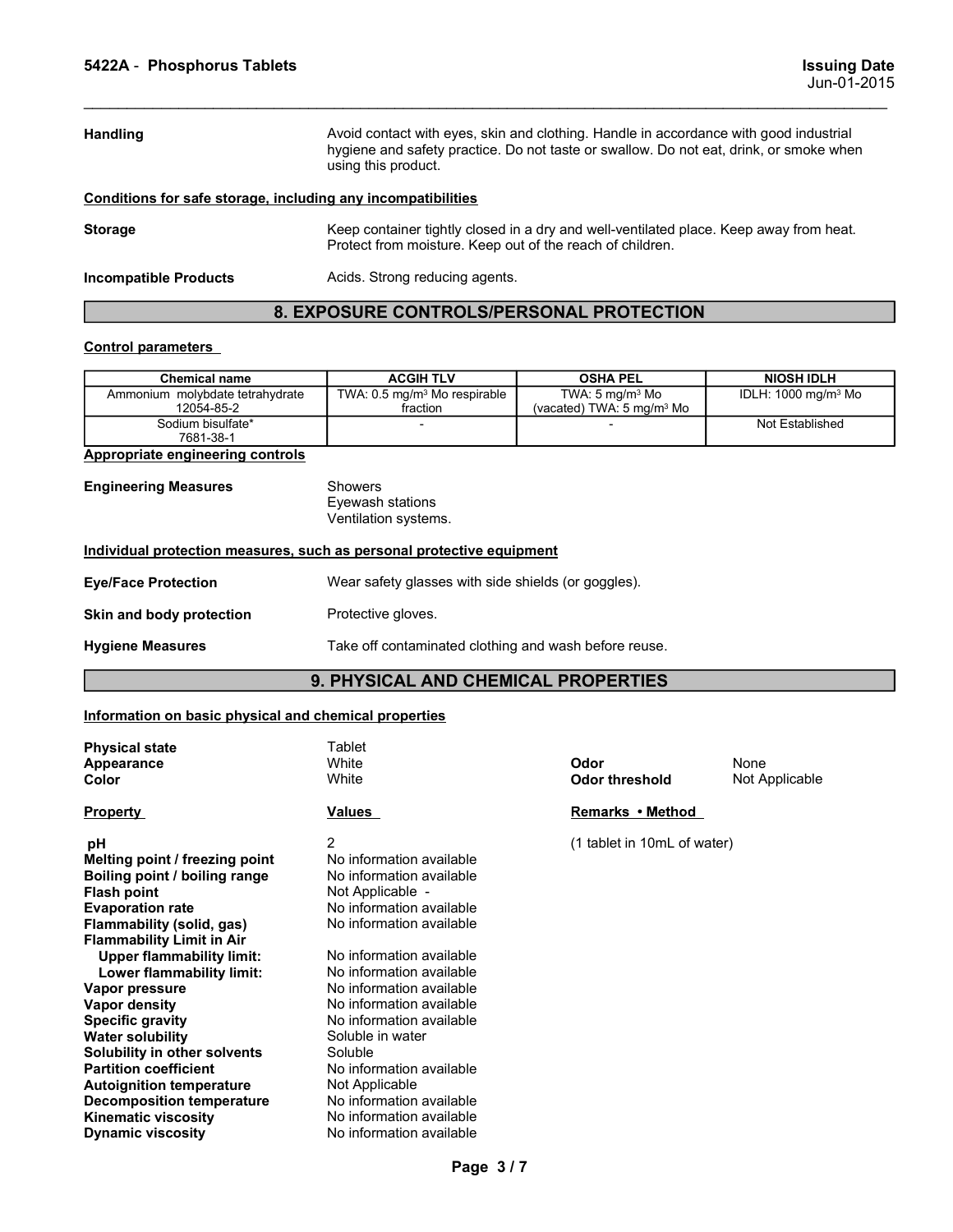**Handling** Avoid contact with eyes, skin and clothing. Handle in accordance with good industrial hygiene and safety practice. Do not taste or swallow. Do not eat, drink, or smoke when using this product.

**Conditions for safe storage, including any incompatibilities**

**Storage** Keep container tightly closed in a dry and well-ventilated place. Keep away from heat. Protect from moisture. Keep out of the reach of children.

**Incompatible Products** Acids. Strong reducing agents.

## 8. EXPOSURE CONTROLS/PERSONAL PROTECTION

**Control parameters**

| Chemical name | ACGIH TLV | OSHA PEL | NIOSH IDLH |
|---|---|---|---|
| Ammonium molybdate tetrahydrate 12054-85-2 | TWA: 0.5 mg/m³ Mo respirable fraction | TWA: 5 mg/m³ Mo (vacated) TWA: 5 mg/m³ Mo | IDLH: 1000 mg/m³ Mo |
| Sodium bisulfate* 7681-38-1 | - | - | Not Established |

**Appropriate engineering controls**

**Engineering Measures** Showers
Eyewash stations
Ventilation systems.

**Individual protection measures, such as personal protective equipment**

**Eye/Face Protection** Wear safety glasses with side shields (or goggles).

**Skin and body protection** Protective gloves.

**Hygiene Measures** Take off contaminated clothing and wash before reuse.

## 9. PHYSICAL AND CHEMICAL PROPERTIES

**Information on basic physical and chemical properties**

**Physical state** Tablet
**Appearance** White
**Color** White
**Odor** None
**Odor threshold** Not Applicable

| Property | Values | Remarks • Method |
|---|---|---|
| pH | 2 | (1 tablet in 10mL of water) |
| Melting point / freezing point | No information available | |
| Boiling point / boiling range | No information available | |
| Flash point | Not Applicable - | |
| Evaporation rate | No information available | |
| Flammability (solid, gas) | No information available | |
| Flammability Limit in Air | | |
| Upper flammability limit: | No information available | |
| Lower flammability limit: | No information available | |
| Vapor pressure | No information available | |
| Vapor density | No information available | |
| Specific gravity | No information available | |
| Water solubility | Soluble in water | |
| Solubility in other solvents | Soluble | |
| Partition coefficient | No information available | |
| Autoignition temperature | Not Applicable | |
| Decomposition temperature | No information available | |
| Kinematic viscosity | No information available | |
| Dynamic viscosity | No information available | |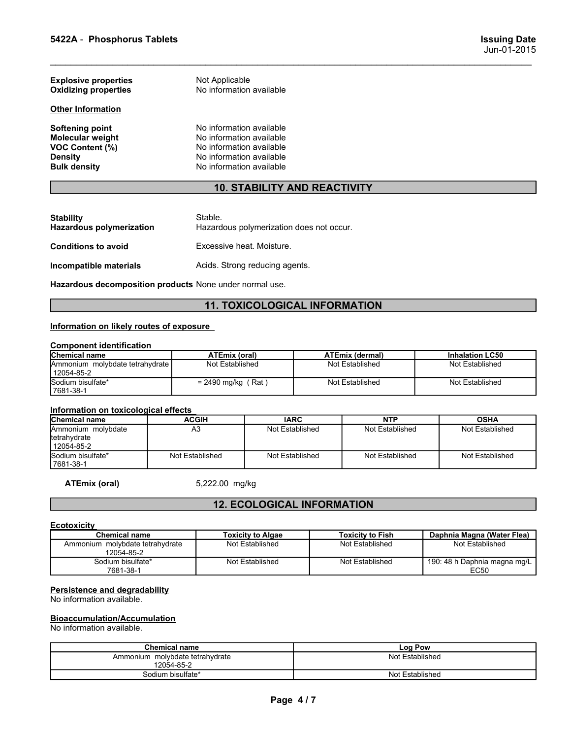**Explosive properties** Not Applicable
**Oxidizing properties** No information available

**Other Information**

**Softening point** No information available
**Molecular weight** No information available
**VOC Content (%)** No information available
**Density** No information available
**Bulk density** No information available

## 10. STABILITY AND REACTIVITY

**Stability** Stable.
**Hazardous polymerization** Hazardous polymerization does not occur.

**Conditions to avoid** Excessive heat. Moisture.

**Incompatible materials** Acids. Strong reducing agents.

**Hazardous decomposition products** None under normal use.

## 11. TOXICOLOGICAL INFORMATION

**Information on likely routes of exposure**

**Component identification**

| Chemical name | ATEmix (oral) | ATEmix (dermal) | Inhalation LC50 |
|---|---|---|---|
| Ammonium molybdate tetrahydrate 12054-85-2 | Not Established | Not Established | Not Established |
| Sodium bisulfate* 7681-38-1 | = 2490 mg/kg ( Rat ) | Not Established | Not Established |

**Information on toxicological effects**

| Chemical name | ACGIH | IARC | NTP | OSHA |
|---|---|---|---|---|
| Ammonium molybdate tetrahydrate 12054-85-2 | A3 | Not Established | Not Established | Not Established |
| Sodium bisulfate* 7681-38-1 | Not Established | Not Established | Not Established | Not Established |

**ATEmix (oral)** 5,222.00 mg/kg

## 12. ECOLOGICAL INFORMATION

**Ecotoxicity**

| Chemical name | Toxicity to Algae | Toxicity to Fish | Daphnia Magna (Water Flea) |
|---|---|---|---|
| Ammonium molybdate tetrahydrate 12054-85-2 | Not Established | Not Established | Not Established |
| Sodium bisulfate* 7681-38-1 | Not Established | Not Established | 190: 48 h Daphnia magna mg/L EC50 |

**Persistence and degradability**
No information available.

**Bioaccumulation/Accumulation**
No information available.

| Chemical name | Log Pow |
|---|---|
| Ammonium molybdate tetrahydrate 12054-85-2 | Not Established |
| Sodium bisulfate* | Not Established |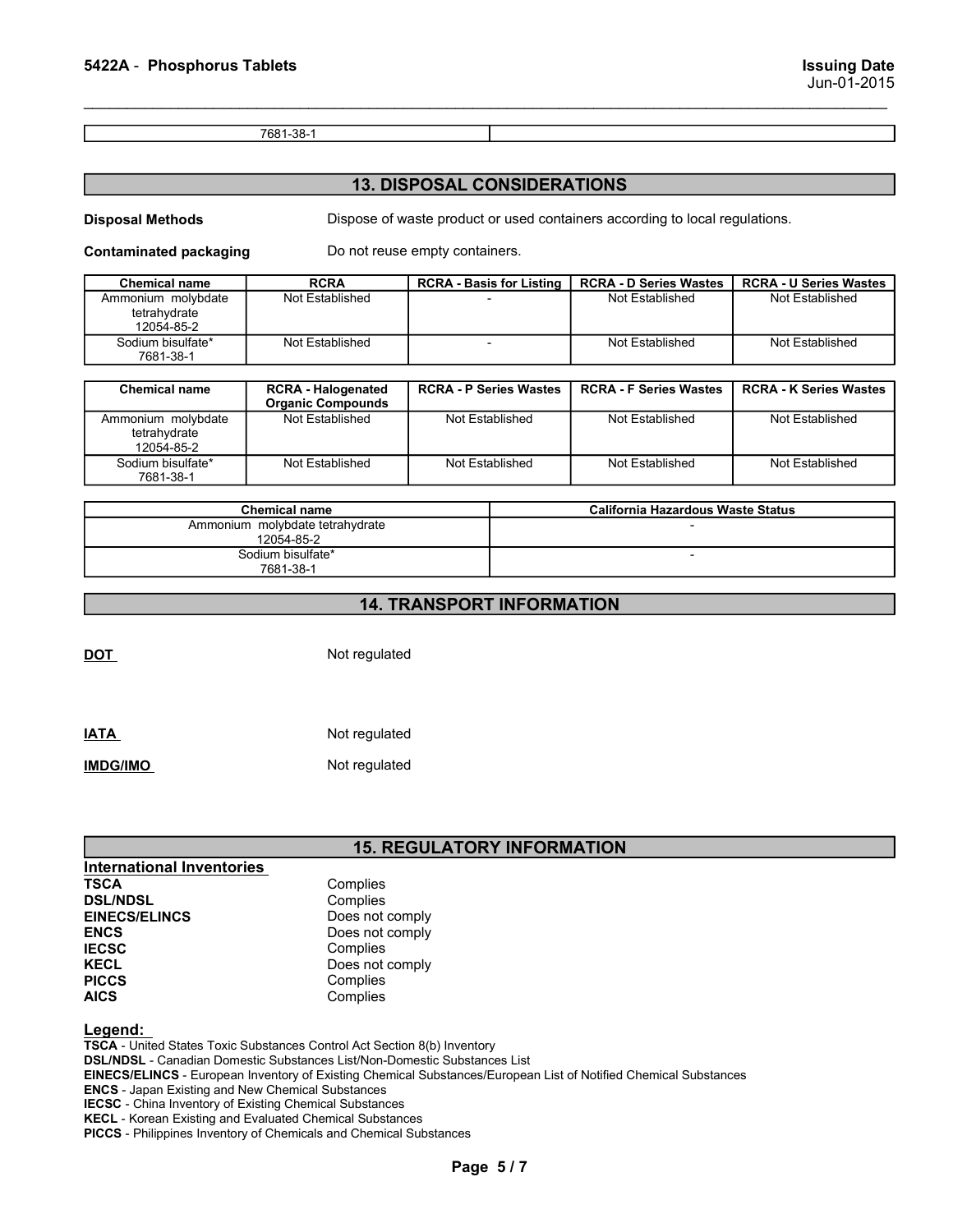| 7681-38-1 | |
|---|---|

## 13. DISPOSAL CONSIDERATIONS

**Disposal Methods** Dispose of waste product or used containers according to local regulations.

**Contaminated packaging** Do not reuse empty containers.

| Chemical name | RCRA | RCRA - Basis for Listing | RCRA - D Series Wastes | RCRA - U Series Wastes |
|---|---|---|---|---|
| Ammonium molybdate tetrahydrate 12054-85-2 | Not Established | - | Not Established | Not Established |
| Sodium bisulfate* 7681-38-1 | Not Established | - | Not Established | Not Established |

| Chemical name | RCRA - Halogenated Organic Compounds | RCRA - P Series Wastes | RCRA - F Series Wastes | RCRA - K Series Wastes |
|---|---|---|---|---|
| Ammonium molybdate tetrahydrate 12054-85-2 | Not Established | Not Established | Not Established | Not Established |
| Sodium bisulfate* 7681-38-1 | Not Established | Not Established | Not Established | Not Established |

| Chemical name | California Hazardous Waste Status |
|---|---|
| Ammonium molybdate tetrahydrate 12054-85-2 | - |
| Sodium bisulfate* 7681-38-1 | - |

## 14. TRANSPORT INFORMATION

**DOT** Not regulated

**IATA** Not regulated

**IMDG/IMO** Not regulated

## 15. REGULATORY INFORMATION

**International Inventories**

**TSCA** Complies
**DSL/NDSL** Complies
**EINECS/ELINCS** Does not comply
**ENCS** Does not comply
**IECSC** Complies
**KECL** Does not comply
**PICCS** Complies
**AICS** Complies

**Legend:**

**TSCA** - United States Toxic Substances Control Act Section 8(b) Inventory
**DSL/NDSL** - Canadian Domestic Substances List/Non-Domestic Substances List
**EINECS/ELINCS** - European Inventory of Existing Chemical Substances/European List of Notified Chemical Substances
**ENCS** - Japan Existing and New Chemical Substances
**IECSC** - China Inventory of Existing Chemical Substances
**KECL** - Korean Existing and Evaluated Chemical Substances
**PICCS** - Philippines Inventory of Chemicals and Chemical Substances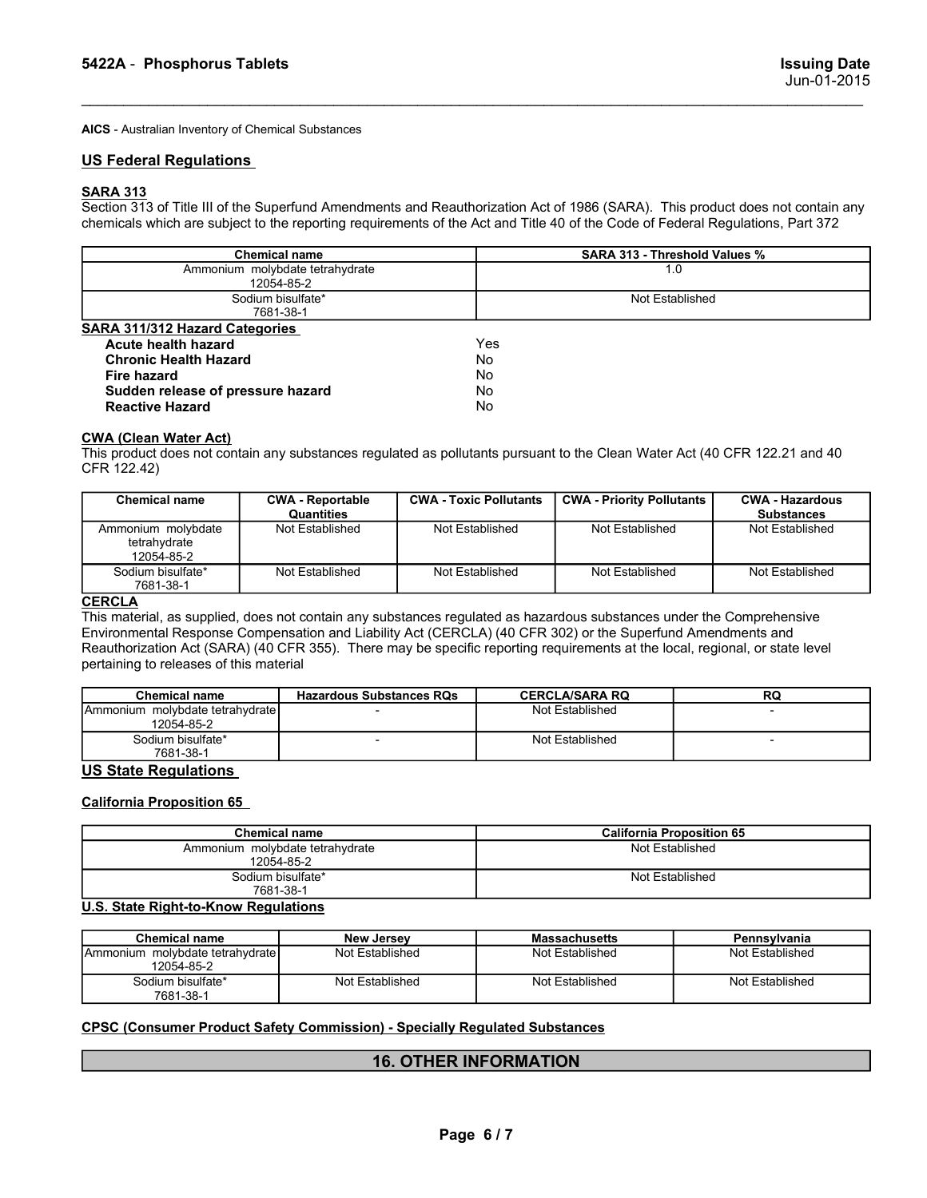**AICS** - Australian Inventory of Chemical Substances

## US Federal Regulations

### SARA 313

Section 313 of Title III of the Superfund Amendments and Reauthorization Act of 1986 (SARA). This product does not contain any chemicals which are subject to the reporting requirements of the Act and Title 40 of the Code of Federal Regulations, Part 372

| Chemical name | SARA 313 - Threshold Values % |
|---|---|
| Ammonium molybdate tetrahydrate 12054-85-2 | 1.0 |
| Sodium bisulfate* 7681-38-1 | Not Established |

### SARA 311/312 Hazard Categories

| | |
|---|---|
| **Acute health hazard** | Yes |
| **Chronic Health Hazard** | No |
| **Fire hazard** | No |
| **Sudden release of pressure hazard** | No |
| **Reactive Hazard** | No |

### CWA (Clean Water Act)

This product does not contain any substances regulated as pollutants pursuant to the Clean Water Act (40 CFR 122.21 and 40 CFR 122.42)

| Chemical name | CWA - Reportable Quantities | CWA - Toxic Pollutants | CWA - Priority Pollutants | CWA - Hazardous Substances |
|---|---|---|---|---|
| Ammonium molybdate tetrahydrate 12054-85-2 | Not Established | Not Established | Not Established | Not Established |
| Sodium bisulfate* 7681-38-1 | Not Established | Not Established | Not Established | Not Established |

### CERCLA

This material, as supplied, does not contain any substances regulated as hazardous substances under the Comprehensive Environmental Response Compensation and Liability Act (CERCLA) (40 CFR 302) or the Superfund Amendments and Reauthorization Act (SARA) (40 CFR 355). There may be specific reporting requirements at the local, regional, or state level pertaining to releases of this material

| Chemical name | Hazardous Substances RQs | CERCLA/SARA RQ | RQ |
|---|---|---|---|
| Ammonium molybdate tetrahydrate 12054-85-2 | - | Not Established | - |
| Sodium bisulfate* 7681-38-1 | - | Not Established | - |

## US State Regulations

### California Proposition 65

| Chemical name | California Proposition 65 |
|---|---|
| Ammonium molybdate tetrahydrate 12054-85-2 | Not Established |
| Sodium bisulfate* 7681-38-1 | Not Established |

### U.S. State Right-to-Know Regulations

| Chemical name | New Jersey | Massachusetts | Pennsylvania |
|---|---|---|---|
| Ammonium molybdate tetrahydrate 12054-85-2 | Not Established | Not Established | Not Established |
| Sodium bisulfate* 7681-38-1 | Not Established | Not Established | Not Established |

### CPSC (Consumer Product Safety Commission) - Specially Regulated Substances

## 16. OTHER INFORMATION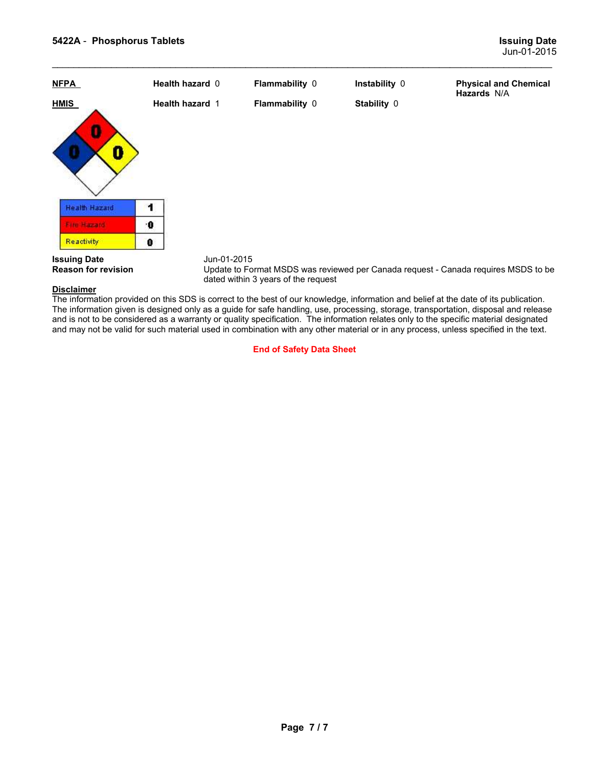| | | | | |
|---|---|---|---|---|
| **NFPA** | **Health hazard** 0 | **Flammability** 0 | **Instability** 0 | **Physical and Chemical Hazards** N/A |
| **HMIS** | **Health hazard** 1 | **Flammability** 0 | **Stability** 0 | |

| | |
|---|---|
| Health Hazard | 1 |
| Fire Hazard | 0 |
| Reactivity | 0 |

**Issuing Date** Jun-01-2015

**Reason for revision** Update to Format MSDS was reviewed per Canada request - Canada requires MSDS to be dated within 3 years of the request

**Disclaimer**

The information provided on this SDS is correct to the best of our knowledge, information and belief at the date of its publication. The information given is designed only as a guide for safe handling, use, processing, storage, transportation, disposal and release and is not to be considered as a warranty or quality specification. The information relates only to the specific material designated and may not be valid for such material used in combination with any other material or in any process, unless specified in the text.

**End of Safety Data Sheet**